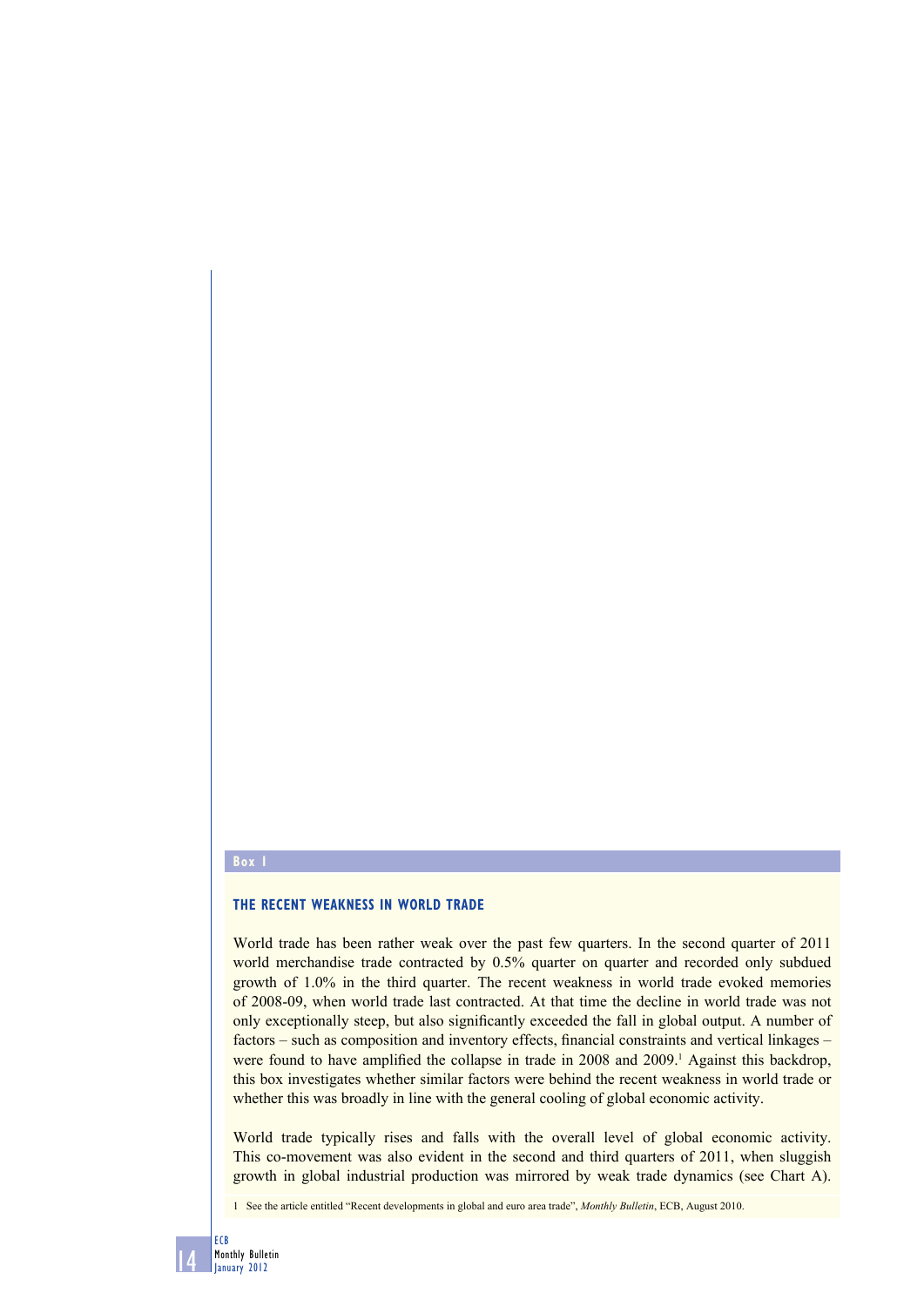## Box 1

### THE RECENT WEAKNESS IN WORLD TRADE

World trade has been rather weak over the past few quarters. In the second quarter of 2011 world merchandise trade contracted by 0.5% quarter on quarter and recorded only subdued growth of 1.0% in the third quarter. The recent weakness in world trade evoked memories of 2008-09, when world trade last contracted. At that time the decline in world trade was not only exceptionally steep, but also significantly exceeded the fall in global output. A number of factors – such as composition and inventory effects, financial constraints and vertical linkages – were found to have amplified the collapse in trade in 2008 and 2009.[1] Against this backdrop, this box investigates whether similar factors were behind the recent weakness in world trade or whether this was broadly in line with the general cooling of global economic activity.

World trade typically rises and falls with the overall level of global economic activity. This co-movement was also evident in the second and third quarters of 2011, when sluggish growth in global industrial production was mirrored by weak trade dynamics (see Chart A).

1 See the article entitled "Recent developments in global and euro area trade", *Monthly Bulletin*, ECB, August 2010.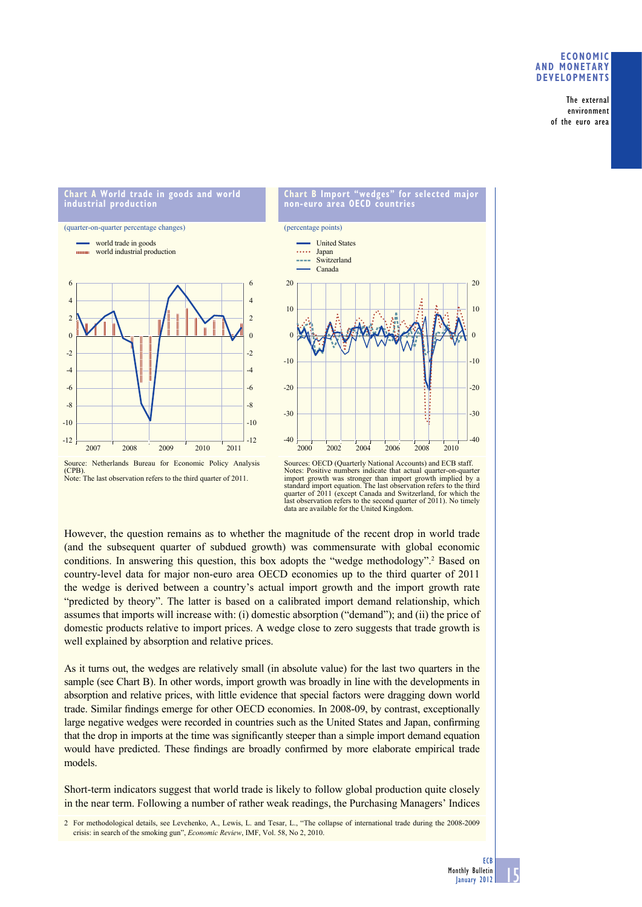**Chart A World trade in goods and world industrial production**

(quarter-on-quarter percentage changes)

- world trade in goods
- world industrial production

Source: Netherlands Bureau for Economic Policy Analysis (CPB).
Note: The last observation refers to the third quarter of 2011.

**Chart B Import "wedges" for selected major non-euro area OECD countries**

(percentage points)

- United States
- Japan
- Switzerland
- Canada

Sources: OECD (Quarterly National Accounts) and ECB staff.
Notes: Positive numbers indicate that actual quarter-on-quarter import growth was stronger than import growth implied by a standard import equation. The last observation refers to the third quarter of 2011 (except Canada and Switzerland, for which the last observation refers to the second quarter of 2011). No timely data are available for the United Kingdom.

However, the question remains as to whether the magnitude of the recent drop in world trade (and the subsequent quarter of subdued growth) was commensurate with global economic conditions. In answering this question, this box adopts the "wedge methodology".[2] Based on country-level data for major non-euro area OECD economies up to the third quarter of 2011 the wedge is derived between a country's actual import growth and the import growth rate "predicted by theory". The latter is based on a calibrated import demand relationship, which assumes that imports will increase with: (i) domestic absorption ("demand"); and (ii) the price of domestic products relative to import prices. A wedge close to zero suggests that trade growth is well explained by absorption and relative prices.

As it turns out, the wedges are relatively small (in absolute value) for the last two quarters in the sample (see Chart B). In other words, import growth was broadly in line with the developments in absorption and relative prices, with little evidence that special factors were dragging down world trade. Similar findings emerge for other OECD economies. In 2008-09, by contrast, exceptionally large negative wedges were recorded in countries such as the United States and Japan, confirming that the drop in imports at the time was significantly steeper than a simple import demand equation would have predicted. These findings are broadly confirmed by more elaborate empirical trade models.

Short-term indicators suggest that world trade is likely to follow global production quite closely in the near term. Following a number of rather weak readings, the Purchasing Managers' Indices

2 For methodological details, see Levchenko, A., Lewis, L. and Tesar, L., "The collapse of international trade during the 2008-2009 crisis: in search of the smoking gun", *Economic Review*, IMF, Vol. 58, No 2, 2010.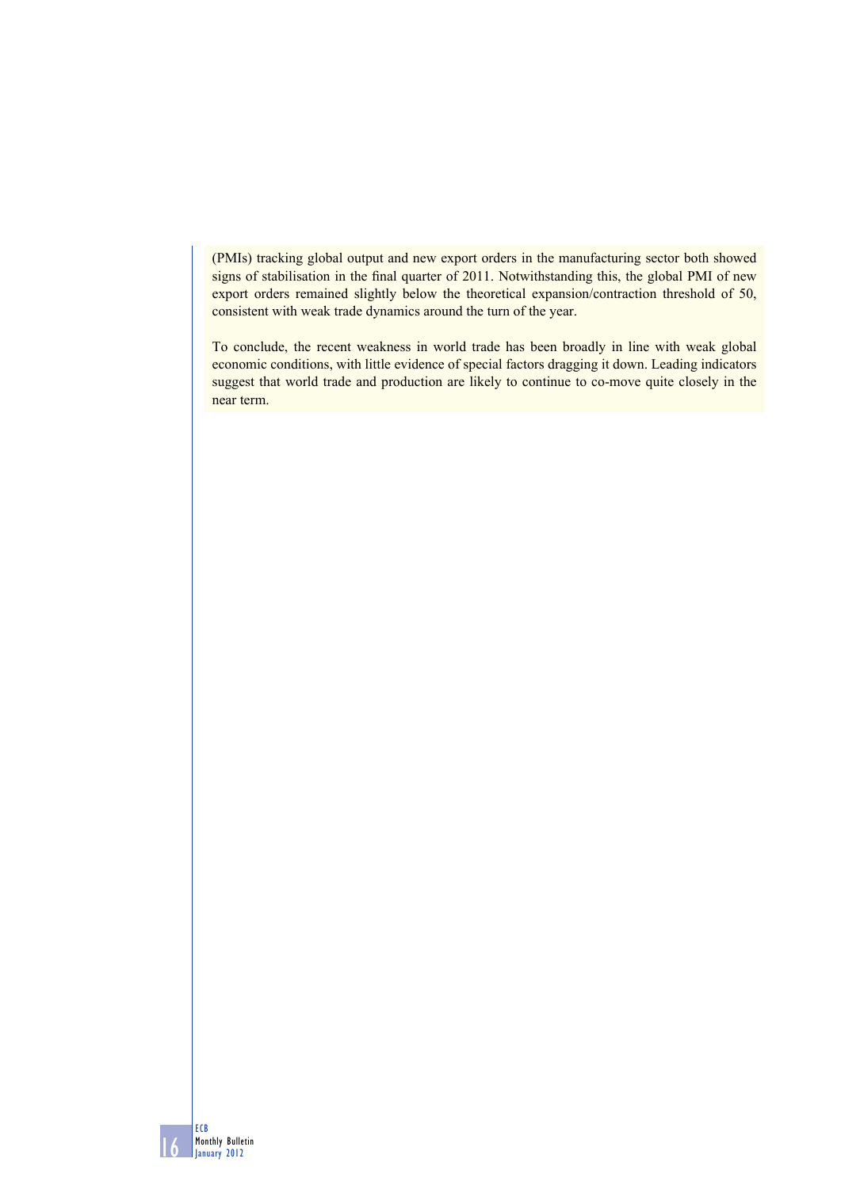(PMIs) tracking global output and new export orders in the manufacturing sector both showed signs of stabilisation in the final quarter of 2011. Notwithstanding this, the global PMI of new export orders remained slightly below the theoretical expansion/contraction threshold of 50, consistent with weak trade dynamics around the turn of the year.

To conclude, the recent weakness in world trade has been broadly in line with weak global economic conditions, with little evidence of special factors dragging it down. Leading indicators suggest that world trade and production are likely to continue to co-move quite closely in the near term.